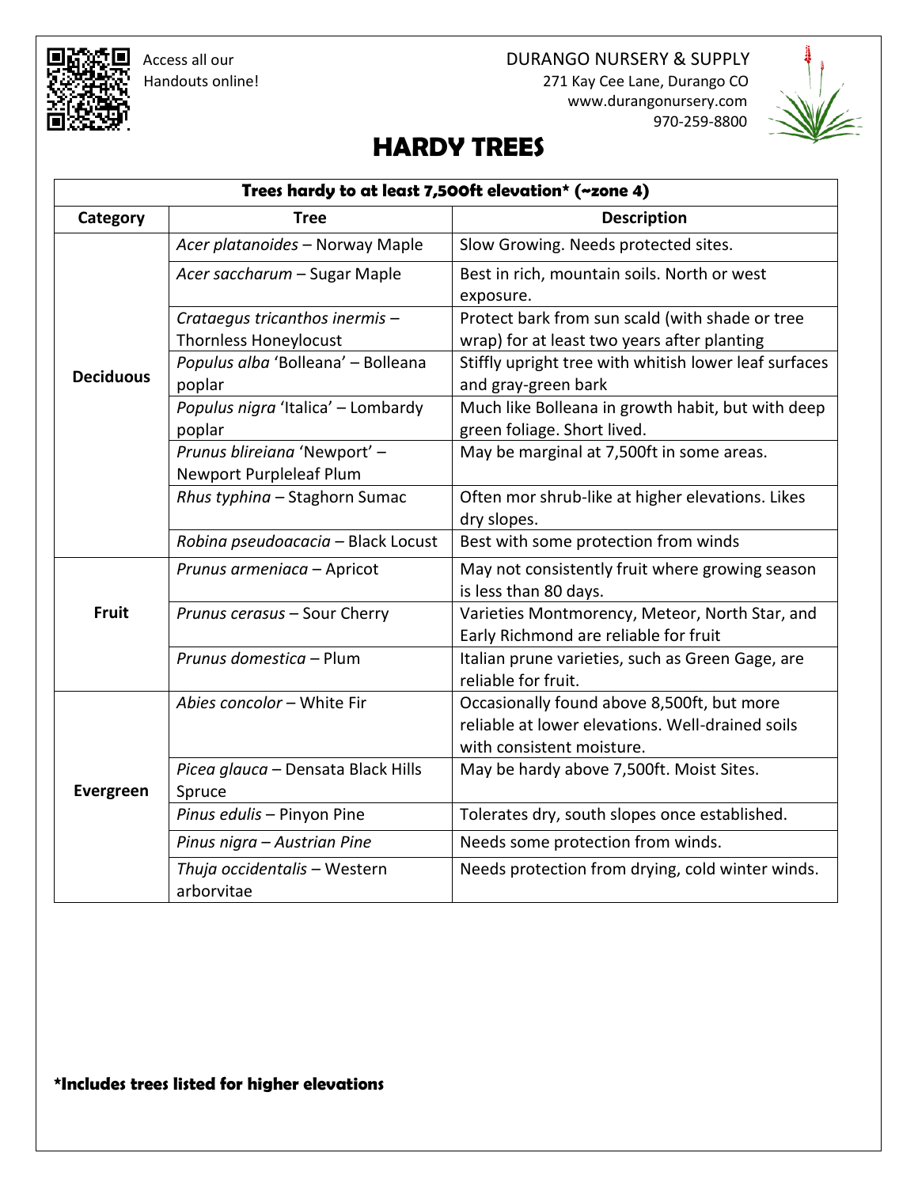Access all our Handouts online!

DURANGO NURSERY & SUPPLY
271 Kay Cee Lane, Durango CO
www.durangonursery.com
970-259-8800

# HARDY TREES

| Trees hardy to at least 7,500ft elevation* (~zone 4) | | |
|---|---|---|
| **Category** | **Tree** | **Description** |
| **Deciduous** | *Acer platanoides* – Norway Maple | Slow Growing. Needs protected sites. |
| | *Acer saccharum* – Sugar Maple | Best in rich, mountain soils. North or west exposure. |
| | *Crataegus tricanthos inermis* – Thornless Honeylocust | Protect bark from sun scald (with shade or tree wrap) for at least two years after planting |
| | *Populus alba* 'Bolleana' – Bolleana poplar | Stiffly upright tree with whitish lower leaf surfaces and gray-green bark |
| | *Populus nigra* 'Italica' – Lombardy poplar | Much like Bolleana in growth habit, but with deep green foliage. Short lived. |
| | *Prunus blireiana* 'Newport' – Newport Purpleleaf Plum | May be marginal at 7,500ft in some areas. |
| | *Rhus typhina* – Staghorn Sumac | Often mor shrub-like at higher elevations. Likes dry slopes. |
| | *Robina pseudoacacia* – Black Locust | Best with some protection from winds |
| **Fruit** | *Prunus armeniaca* – Apricot | May not consistently fruit where growing season is less than 80 days. |
| | *Prunus cerasus* – Sour Cherry | Varieties Montmorency, Meteor, North Star, and Early Richmond are reliable for fruit |
| | *Prunus domestica* – Plum | Italian prune varieties, such as Green Gage, are reliable for fruit. |
| **Evergreen** | *Abies concolor* – White Fir | Occasionally found above 8,500ft, but more reliable at lower elevations. Well-drained soils with consistent moisture. |
| | *Picea glauca* – Densata Black Hills Spruce | May be hardy above 7,500ft. Moist Sites. |
| | *Pinus edulis* – Pinyon Pine | Tolerates dry, south slopes once established. |
| | *Pinus nigra – Austrian Pine* | Needs some protection from winds. |
| | *Thuja occidentalis* – Western arborvitae | Needs protection from drying, cold winter winds. |

**\*Includes trees listed for higher elevations**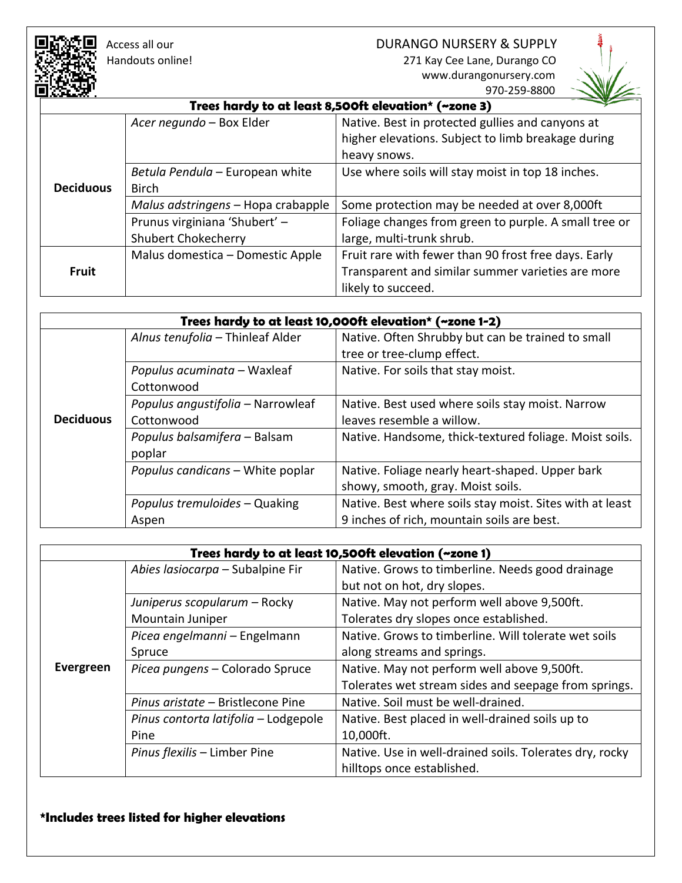Access all our Handouts online!

DURANGO NURSERY & SUPPLY
271 Kay Cee Lane, Durango CO
www.durangonursery.com
970-259-8800

| Trees hardy to at least 8,500ft elevation* (~zone 3) | | |
|---|---|---|
| **Deciduous** | *Acer negundo* – Box Elder | Native. Best in protected gullies and canyons at higher elevations. Subject to limb breakage during heavy snows. |
| | *Betula Pendula* – European white Birch | Use where soils will stay moist in top 18 inches. |
| | *Malus adstringens* – Hopa crabapple | Some protection may be needed at over 8,000ft |
| | Prunus virginiana 'Shubert' – Shubert Chokecherry | Foliage changes from green to purple. A small tree or large, multi-trunk shrub. |
| **Fruit** | Malus domestica – Domestic Apple | Fruit rare with fewer than 90 frost free days. Early Transparent and similar summer varieties are more likely to succeed. |

| Trees hardy to at least 10,000ft elevation* (~zone 1-2) | | |
|---|---|---|
| **Deciduous** | *Alnus tenufolia* – Thinleaf Alder | Native. Often Shrubby but can be trained to small tree or tree-clump effect. |
| | *Populus acuminata* – Waxleaf Cottonwood | Native. For soils that stay moist. |
| | *Populus angustifolia* – Narrowleaf Cottonwood | Native. Best used where soils stay moist. Narrow leaves resemble a willow. |
| | *Populus balsamifera* – Balsam poplar | Native. Handsome, thick-textured foliage. Moist soils. |
| | *Populus candicans* – White poplar | Native. Foliage nearly heart-shaped. Upper bark showy, smooth, gray. Moist soils. |
| | *Populus tremuloides* – Quaking Aspen | Native. Best where soils stay moist. Sites with at least 9 inches of rich, mountain soils are best. |

| Trees hardy to at least 10,500ft elevation (~zone 1) | | |
|---|---|---|
| **Evergreen** | *Abies lasiocarpa* – Subalpine Fir | Native. Grows to timberline. Needs good drainage but not on hot, dry slopes. |
| | *Juniperus scopularum* – Rocky Mountain Juniper | Native. May not perform well above 9,500ft. Tolerates dry slopes once established. |
| | *Picea engelmanni* – Engelmann Spruce | Native. Grows to timberline. Will tolerate wet soils along streams and springs. |
| | *Picea pungens* – Colorado Spruce | Native. May not perform well above 9,500ft. Tolerates wet stream sides and seepage from springs. |
| | *Pinus aristate* – Bristlecone Pine | Native. Soil must be well-drained. |
| | *Pinus contorta latifolia* – Lodgepole Pine | Native. Best placed in well-drained soils up to 10,000ft. |
| | *Pinus flexilis* – Limber Pine | Native. Use in well-drained soils. Tolerates dry, rocky hilltops once established. |

**\*Includes trees listed for higher elevations**